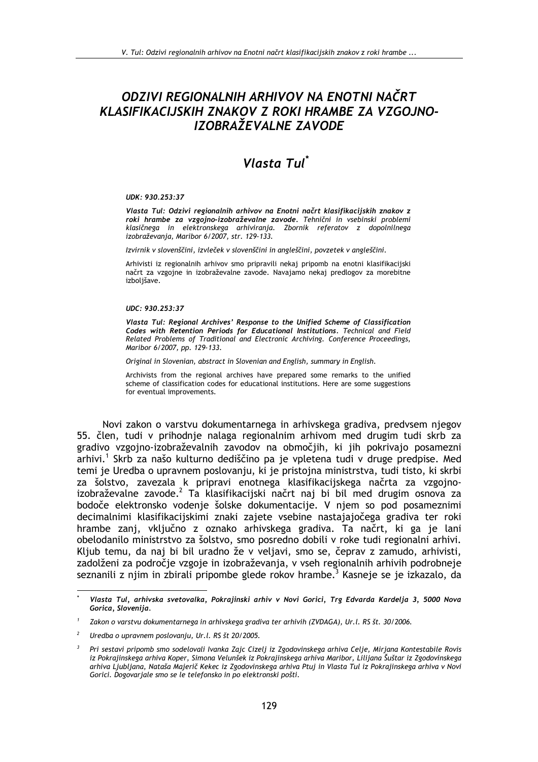# ODZIVI REGIONALNIH ARHIVOV NA ENOTNI NAČRT KLASIFIKACIJSKIH ZNAKOV Z ROKI HRAMBE ZA VZGOJNO-IZOBRAŽEVALNE ZAVODE

## Vlasta Tul*

*UDK: 930.253:37*

***Vlasta Tul: Odzivi regionalnih arhivov na Enotni načrt klasifikacijskih znakov z roki hrambe za vzgojno-izobraževalne zavode**. Tehnični in vsebinski problemi klasičnega in elektronskega arhiviranja. Zbornik referatov z dopolnilnega izobraževanja, Maribor 6/2007, str. 129-133.*

*Izvirnik v slovenščini, izvleček v slovenščini in angleščini, povzetek v angleščini.*

Arhivisti iz regionalnih arhivov smo pripravili nekaj pripomb na enotni klasifikacijski načrt za vzgojne in izobraževalne zavode. Navajamo nekaj predlogov za morebitne izboljšave.

*UDC: 930.253:37*

***Vlasta Tul: Regional Archives' Response to the Unified Scheme of Classification Codes with Retention Periods for Educational Institutions**. Technical and Field Related Problems of Traditional and Electronic Archiving. Conference Proceedings, Maribor 6/2007, pp. 129-133.*

*Original in Slovenian, abstract in Slovenian and English, summary in English.*

Archivists from the regional archives have prepared some remarks to the unified scheme of classification codes for educational institutions. Here are some suggestions for eventual improvements.

Novi zakon o varstvu dokumentarnega in arhivskega gradiva, predvsem njegov 55. člen, tudi v prihodnje nalaga regionalnim arhivom med drugim tudi skrb za gradivo vzgojno-izobraževalnih zavodov na območjih, ki jih pokrivajo posamezni arhivi.[1] Skrb za našo kulturno dediščino pa je vpletena tudi v druge predpise. Med temi je Uredba o upravnem poslovanju, ki je pristojna ministrstva, tudi tisto, ki skrbi za šolstvo, zavezala k pripravi enotnega klasifikacijskega načrta za vzgojno-izobraževalne zavode.[2] Ta klasifikacijski načrt naj bi bil med drugim osnova za bodoče elektronsko vodenje šolske dokumentacije. V njem so pod posameznimi decimalnimi klasifikacijskimi znaki zajete vsebine nastajajočega gradiva ter roki hrambe zanj, vključno z oznako arhivskega gradiva. Ta načrt, ki ga je lani obelodanilo ministrstvo za šolstvo, smo posredno dobili v roke tudi regionalni arhivi. Kljub temu, da naj bi bil uradno že v veljavi, smo se, čeprav z zamudo, arhivisti, zadolženi za področje vzgoje in izobraževanja, v vseh regionalnih arhivih podrobneje seznanili z njim in zbirali pripombe glede rokov hrambe.[3] Kasneje se je izkazalo, da

---

\* *Vlasta Tul, arhivska svetovalka, Pokrajinski arhiv v Novi Gorici, Trg Edvarda Kardelja 3, 5000 Nova Gorica, Slovenija.*

[1] *Zakon o varstvu dokumentarnega in arhivskega gradiva ter arhivih (ZVDAGA), Ur.l. RS št. 30/2006.*

[2] *Uredba o upravnem poslovanju, Ur.l. RS št 20/2005.*

[3] *Pri sestavi pripomb smo sodelovali Ivanka Zajc Cizelj iz Zgodovinskega arhiva Celje, Mirjana Kontestabile Rovis iz Pokrajinskega arhiva Koper, Simona Velunšek iz Pokrajinskega arhiva Maribor, Lilijana Šuštar iz Zgodovinskega arhiva Ljubljana, Nataša Majerič Kekec iz Zgodovinskega arhiva Ptuj in Vlasta Tul iz Pokrajinskega arhiva v Novi Gorici. Dogovarjale smo se telefonsko in po elektronski pošti.*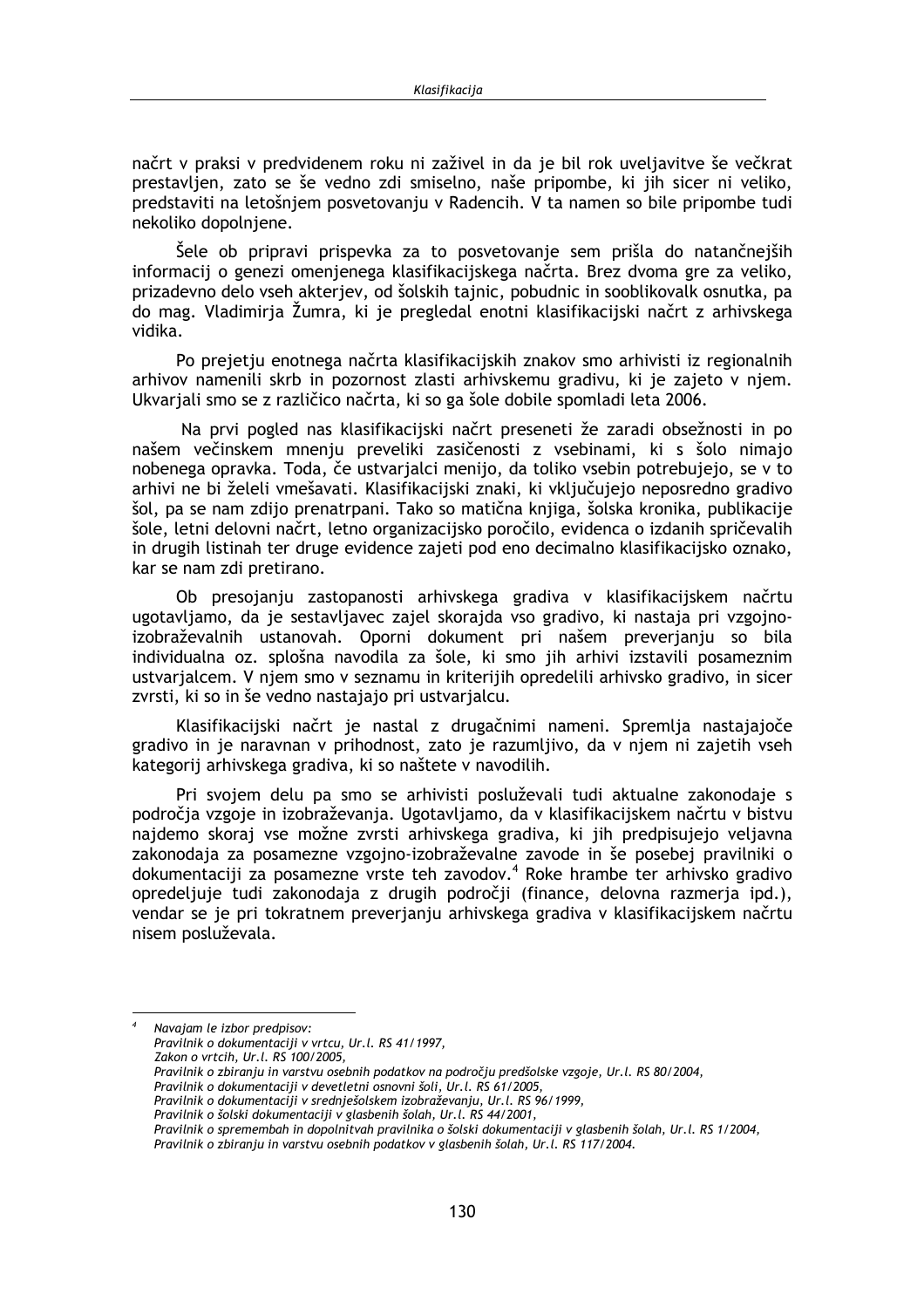načrt v praksi v predvidenem roku ni zaživel in da je bil rok uveljavitve še večkrat prestavljen, zato se še vedno zdi smiselno, naše pripombe, ki jih sicer ni veliko, predstaviti na letošnjem posvetovanju v Radencih. V ta namen so bile pripombe tudi nekoliko dopolnjene.

Šele ob pripravi prispevka za to posvetovanje sem prišla do natančnejših informacij o genezi omenjenega klasifikacijskega načrta. Brez dvoma gre za veliko, prizadevno delo vseh akterjev, od šolskih tajnic, pobudnic in sooblikovalk osnutka, pa do mag. Vladimirja Žumra, ki je pregledal enotni klasifikacijski načrt z arhivskega vidika.

Po prejetju enotnega načrta klasifikacijskih znakov smo arhivisti iz regionalnih arhivov namenili skrb in pozornost zlasti arhivskemu gradivu, ki je zajeto v njem. Ukvarjali smo se z različico načrta, ki so ga šole dobile spomladi leta 2006.

Na prvi pogled nas klasifikacijski načrt preseneti že zaradi obsežnosti in po našem večinskem mnenju preveliki zasičenosti z vsebinami, ki s šolo nimajo nobenega opravka. Toda, če ustvarjalci menijo, da toliko vsebin potrebujejo, se v to arhivi ne bi želeli vmešavati. Klasifikacijski znaki, ki vključujejo neposredno gradivo šol, pa se nam zdijo prenatrpani. Tako so matična knjiga, šolska kronika, publikacije šole, letni delovni načrt, letno organizacijsko poročilo, evidenca o izdanih spričevalih in drugih listinah ter druge evidence zajeti pod eno decimalno klasifikacijsko oznako, kar se nam zdi pretirano.

Ob presojanju zastopanosti arhivskega gradiva v klasifikacijskem načrtu ugotavljamo, da je sestavljavec zajel skorajda vso gradivo, ki nastaja pri vzgojno-izobraževalnih ustanovah. Oporni dokument pri našem preverjanju so bila individualna oz. splošna navodila za šole, ki smo jih arhivi izstavili posameznim ustvarjalcem. V njem smo v seznamu in kriterijih opredelili arhivsko gradivo, in sicer zvrsti, ki so in še vedno nastajajo pri ustvarjalcu.

Klasifikacijski načrt je nastal z drugačnimi nameni. Spremlja nastajajoče gradivo in je naravnan v prihodnost, zato je razumljivo, da v njem ni zajetih vseh kategorij arhivskega gradiva, ki so naštete v navodilih.

Pri svojem delu pa smo se arhivisti posluževali tudi aktualne zakonodaje s področja vzgoje in izobraževanja. Ugotavljamo, da v klasifikacijskem načrtu v bistvu najdemo skoraj vse možne zvrsti arhivskega gradiva, ki jih predpisujejo veljavna zakonodaja za posamezne vzgojno-izobraževalne zavode in še posebej pravilniki o dokumentaciji za posamezne vrste teh zavodov.[4] Roke hrambe ter arhivsko gradivo opredeljuje tudi zakonodaja z drugih področji (finance, delovna razmerja ipd.), vendar se je pri tokratnem preverjanju arhivskega gradiva v klasifikacijskem načrtu nisem posluževala.

---

[4] *Navajam le izbor predpisov:*
*Pravilnik o dokumentaciji v vrtcu, Ur.l. RS 41/1997,*
*Zakon o vrtcih, Ur.l. RS 100/2005,*
*Pravilnik o zbiranju in varstvu osebnih podatkov na področju predšolske vzgoje, Ur.l. RS 80/2004,*
*Pravilnik o dokumentaciji v devetletni osnovni šoli, Ur.l. RS 61/2005,*
*Pravilnik o dokumentaciji v srednješolskem izobraževanju, Ur.l. RS 96/1999,*
*Pravilnik o šolski dokumentaciji v glasbenih šolah, Ur.l. RS 44/2001,*
*Pravilnik o spremembah in dopolnitvah pravilnika o šolski dokumentaciji v glasbenih šolah, Ur.l. RS 1/2004,*
*Pravilnik o zbiranju in varstvu osebnih podatkov v glasbenih šolah, Ur.l. RS 117/2004.*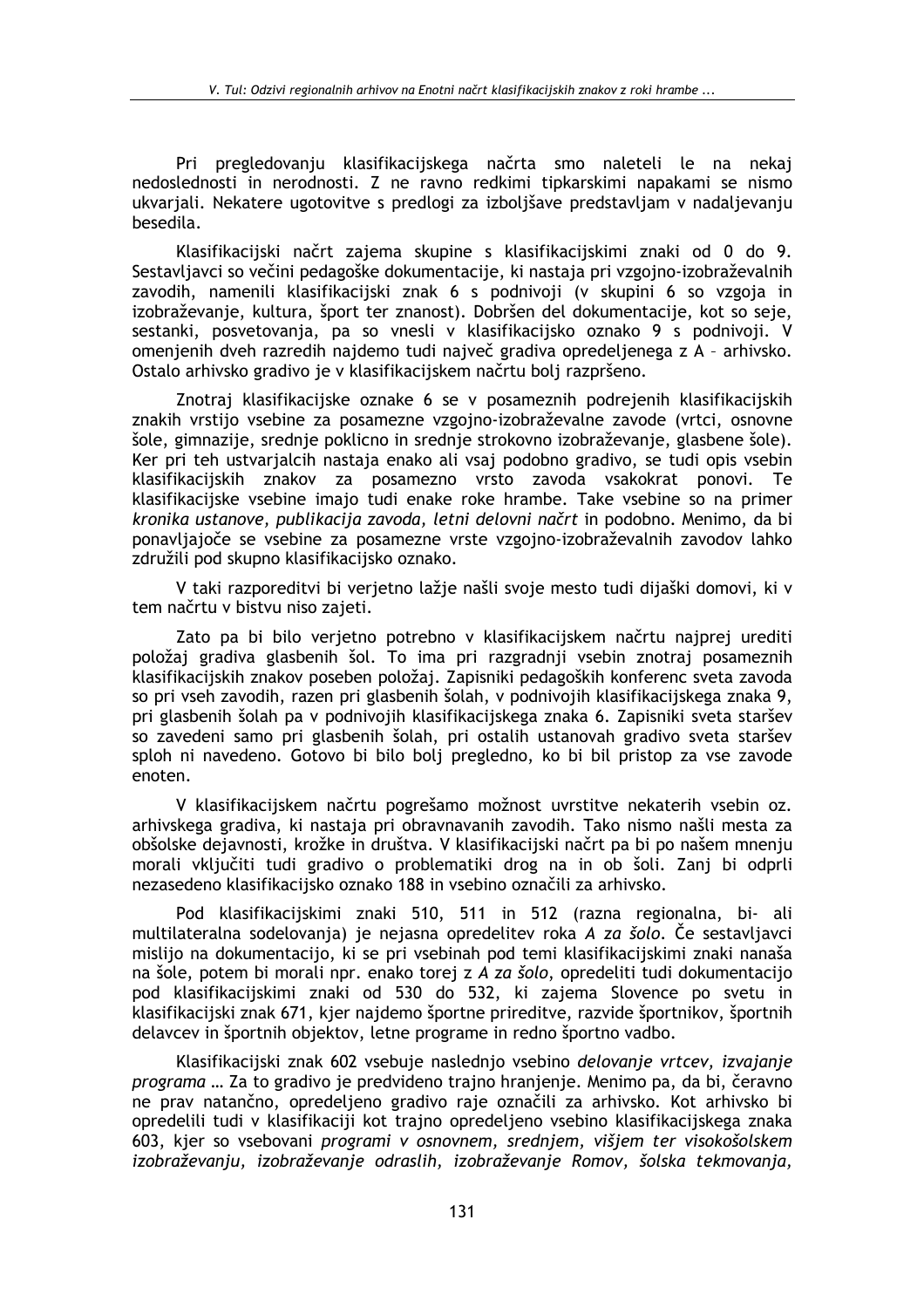Pri pregledovanju klasifikacijskega načrta smo naleteli le na nekaj nedoslednosti in nerodnosti. Z ne ravno redkimi tipkarskimi napakami se nismo ukvarjali. Nekatere ugotovitve s predlogi za izboljšave predstavljam v nadaljevanju besedila.

Klasifikacijski načrt zajema skupine s klasifikacijskimi znaki od 0 do 9. Sestavljavci so večini pedagoške dokumentacije, ki nastaja pri vzgojno-izobraževalnih zavodih, namenili klasifikacijski znak 6 s podnivoji (v skupini 6 so vzgoja in izobraževanje, kultura, šport ter znanost). Dobršen del dokumentacije, kot so seje, sestanki, posvetovanja, pa so vnesli v klasifikacijsko oznako 9 s podnivoji. V omenjenih dveh razredih najdemo tudi največ gradiva opredeljenega z A – arhivsko. Ostalo arhivsko gradivo je v klasifikacijskem načrtu bolj razpršeno.

Znotraj klasifikacijske oznake 6 se v posameznih podrejenih klasifikacijskih znakih vrstijo vsebine za posamezne vzgojno-izobraževalne zavode (vrtci, osnovne šole, gimnazije, srednje poklicno in srednje strokovno izobraževanje, glasbene šole). Ker pri teh ustvarjalcih nastaja enako ali vsaj podobno gradivo, se tudi opis vsebin klasifikacijskih znakov za posamezno vrsto zavoda vsakokrat ponovi. Te klasifikacijske vsebine imajo tudi enake roke hrambe. Take vsebine so na primer *kronika ustanove, publikacija zavoda, letni delovni načrt* in podobno. Menimo, da bi ponavljajoče se vsebine za posamezne vrste vzgojno-izobraževalnih zavodov lahko združili pod skupno klasifikacijsko oznako.

V taki razporeditvi bi verjetno lažje našli svoje mesto tudi dijaški domovi, ki v tem načrtu v bistvu niso zajeti.

Zato pa bi bilo verjetno potrebno v klasifikacijskem načrtu najprej urediti položaj gradiva glasbenih šol. To ima pri razgradnji vsebin znotraj posameznih klasifikacijskih znakov poseben položaj. Zapisniki pedagoških konferenc sveta zavoda so pri vseh zavodih, razen pri glasbenih šolah, v podnivojih klasifikacijskega znaka 9, pri glasbenih šolah pa v podnivojih klasifikacijskega znaka 6. Zapisniki sveta staršev so zavedeni samo pri glasbenih šolah, pri ostalih ustanovah gradivo sveta staršev sploh ni navedeno. Gotovo bi bilo bolj pregledno, ko bi bil pristop za vse zavode enoten.

V klasifikacijskem načrtu pogrešamo možnost uvrstitve nekaterih vsebin oz. arhivskega gradiva, ki nastaja pri obravnavanih zavodih. Tako nismo našli mesta za obšolske dejavnosti, krožke in društva. V klasifikacijski načrt pa bi po našem mnenju morali vključiti tudi gradivo o problematiki drog na in ob šoli. Zanj bi odprli nezasedeno klasifikacijsko oznako 188 in vsebino označili za arhivsko.

Pod klasifikacijskimi znaki 510, 511 in 512 (razna regionalna, bi- ali multilateralna sodelovanja) je nejasna opredelitev roka *A za šolo*. Če sestavljavci mislijo na dokumentacijo, ki se pri vsebinah pod temi klasifikacijskimi znaki nanaša na šole, potem bi morali npr. enako torej z *A za šolo*, opredeliti tudi dokumentacijo pod klasifikacijskimi znaki od 530 do 532, ki zajema Slovence po svetu in klasifikacijski znak 671, kjer najdemo športne prireditve, razvide športnikov, športnih delavcev in športnih objektov, letne programe in redno športno vadbo.

Klasifikacijski znak 602 vsebuje naslednjo vsebino *delovanje vrtcev, izvajanje programa* … Za to gradivo je predvideno trajno hranjenje. Menimo pa, da bi, čeravno ne prav natančno, opredeljeno gradivo raje označili za arhivsko. Kot arhivsko bi opredelili tudi v klasifikaciji kot trajno opredeljeno vsebino klasifikacijskega znaka 603, kjer so vsebovani *programi v osnovnem, srednjem, višjem ter visokošolskem izobraževanju, izobraževanje odraslih, izobraževanje Romov, šolska tekmovanja,*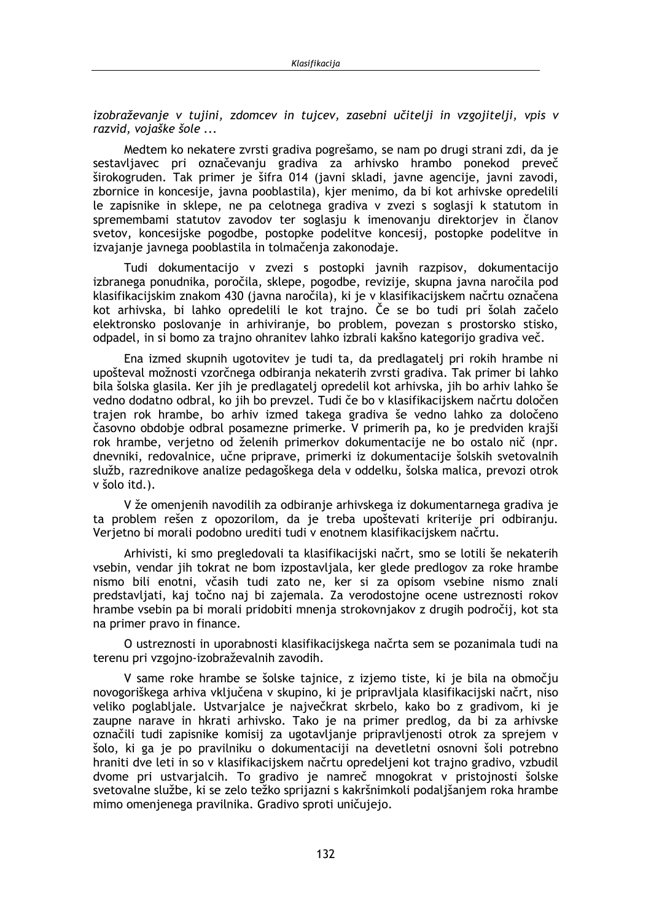*izobraževanje v tujini, zdomcev in tujcev, zasebni učitelji in vzgojitelji, vpis v razvid, vojaške šole ...*

Medtem ko nekatere zvrsti gradiva pogrešamo, se nam po drugi strani zdi, da je sestavljavec pri označevanju gradiva za arhivsko hrambo ponekod preveč širokogruden. Tak primer je šifra 014 (javni skladi, javne agencije, javni zavodi, zbornice in koncesije, javna pooblastila), kjer menimo, da bi kot arhivske opredelili le zapisnike in sklepe, ne pa celotnega gradiva v zvezi s soglasji k statutom in spremembami statutov zavodov ter soglasju k imenovanju direktorjev in članov svetov, koncesijske pogodbe, postopke podelitve koncesij, postopke podelitve in izvajanje javnega pooblastila in tolmačenja zakonodaje.

Tudi dokumentacijo v zvezi s postopki javnih razpisov, dokumentacijo izbranega ponudnika, poročila, sklepe, pogodbe, revizije, skupna javna naročila pod klasifikacijskim znakom 430 (javna naročila), ki je v klasifikacijskem načrtu označena kot arhivska, bi lahko opredelili le kot trajno. Če se bo tudi pri šolah začelo elektronsko poslovanje in arhiviranje, bo problem, povezan s prostorsko stisko, odpadel, in si bomo za trajno ohranitev lahko izbrali kakšno kategorijo gradiva več.

Ena izmed skupnih ugotovitev je tudi ta, da predlagatelj pri rokih hrambe ni upošteval možnosti vzorčnega odbiranja nekaterih zvrsti gradiva. Tak primer bi lahko bila šolska glasila. Ker jih je predlagatelj opredelil kot arhivska, jih bo arhiv lahko še vedno dodatno odbral, ko jih bo prevzel. Tudi če bo v klasifikacijskem načrtu določen trajen rok hrambe, bo arhiv izmed takega gradiva še vedno lahko za določeno časovno obdobje odbral posamezne primerke. V primerih pa, ko je predviden krajši rok hrambe, verjetno od želenih primerkov dokumentacije ne bo ostalo nič (npr. dnevniki, redovalnice, učne priprave, primerki iz dokumentacije šolskih svetovalnih služb, razrednikove analize pedagoškega dela v oddelku, šolska malica, prevozi otrok v šolo itd.).

V že omenjenih navodilih za odbiranje arhivskega iz dokumentarnega gradiva je ta problem rešen z opozorilom, da je treba upoštevati kriterije pri odbiranju. Verjetno bi morali podobno urediti tudi v enotnem klasifikacijskem načrtu.

Arhivisti, ki smo pregledovali ta klasifikacijski načrt, smo se lotili še nekaterih vsebin, vendar jih tokrat ne bom izpostavljala, ker glede predlogov za roke hrambe nismo bili enotni, včasih tudi zato ne, ker si za opisom vsebine nismo znali predstavljati, kaj točno naj bi zajemala. Za verodostojne ocene ustreznosti rokov hrambe vsebin pa bi morali pridobiti mnenja strokovnjakov z drugih področij, kot sta na primer pravo in finance.

O ustreznosti in uporabnosti klasifikacijskega načrta sem se pozanimala tudi na terenu pri vzgojno-izobraževalnih zavodih.

V same roke hrambe se šolske tajnice, z izjemo tiste, ki je bila na območju novogoriškega arhiva vključena v skupino, ki je pripravljala klasifikacijski načrt, niso veliko poglabljale. Ustvarjalce je največkrat skrbelo, kako bo z gradivom, ki je zaupne narave in hkrati arhivsko. Tako je na primer predlog, da bi za arhivske označili tudi zapisnike komisij za ugotavljanje pripravljenosti otrok za sprejem v šolo, ki ga je po pravilniku o dokumentaciji na devetletni osnovni šoli potrebno hraniti dve leti in so v klasifikacijskem načrtu opredeljeni kot trajno gradivo, vzbudil dvome pri ustvarjalcih. To gradivo je namreč mnogokrat v pristojnosti šolske svetovalne službe, ki se zelo težko sprijazni s kakršnimkoli podaljšanjem roka hrambe mimo omenjenega pravilnika. Gradivo sproti uničujejo.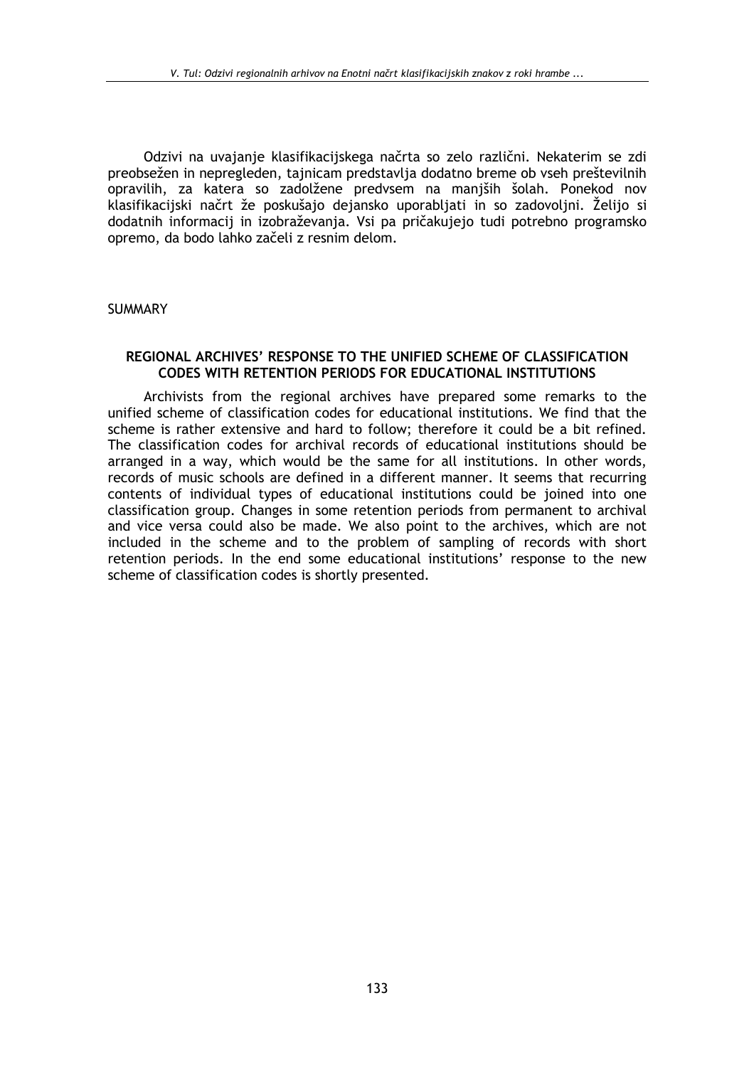Odzivi na uvajanje klasifikacijskega načrta so zelo različni. Nekaterim se zdi preobsežen in nepregleden, tajnicam predstavlja dodatno breme ob vseh preštevilnih opravilih, za katera so zadolžene predvsem na manjših šolah. Ponekod nov klasifikacijski načrt že poskušajo dejansko uporabljati in so zadovoljni. Želijo si dodatnih informacij in izobraževanja. Vsi pa pričakujejo tudi potrebno programsko opremo, da bodo lahko začeli z resnim delom.

SUMMARY

**REGIONAL ARCHIVES' RESPONSE TO THE UNIFIED SCHEME OF CLASSIFICATION CODES WITH RETENTION PERIODS FOR EDUCATIONAL INSTITUTIONS**

Archivists from the regional archives have prepared some remarks to the unified scheme of classification codes for educational institutions. We find that the scheme is rather extensive and hard to follow; therefore it could be a bit refined. The classification codes for archival records of educational institutions should be arranged in a way, which would be the same for all institutions. In other words, records of music schools are defined in a different manner. It seems that recurring contents of individual types of educational institutions could be joined into one classification group. Changes in some retention periods from permanent to archival and vice versa could also be made. We also point to the archives, which are not included in the scheme and to the problem of sampling of records with short retention periods. In the end some educational institutions' response to the new scheme of classification codes is shortly presented.